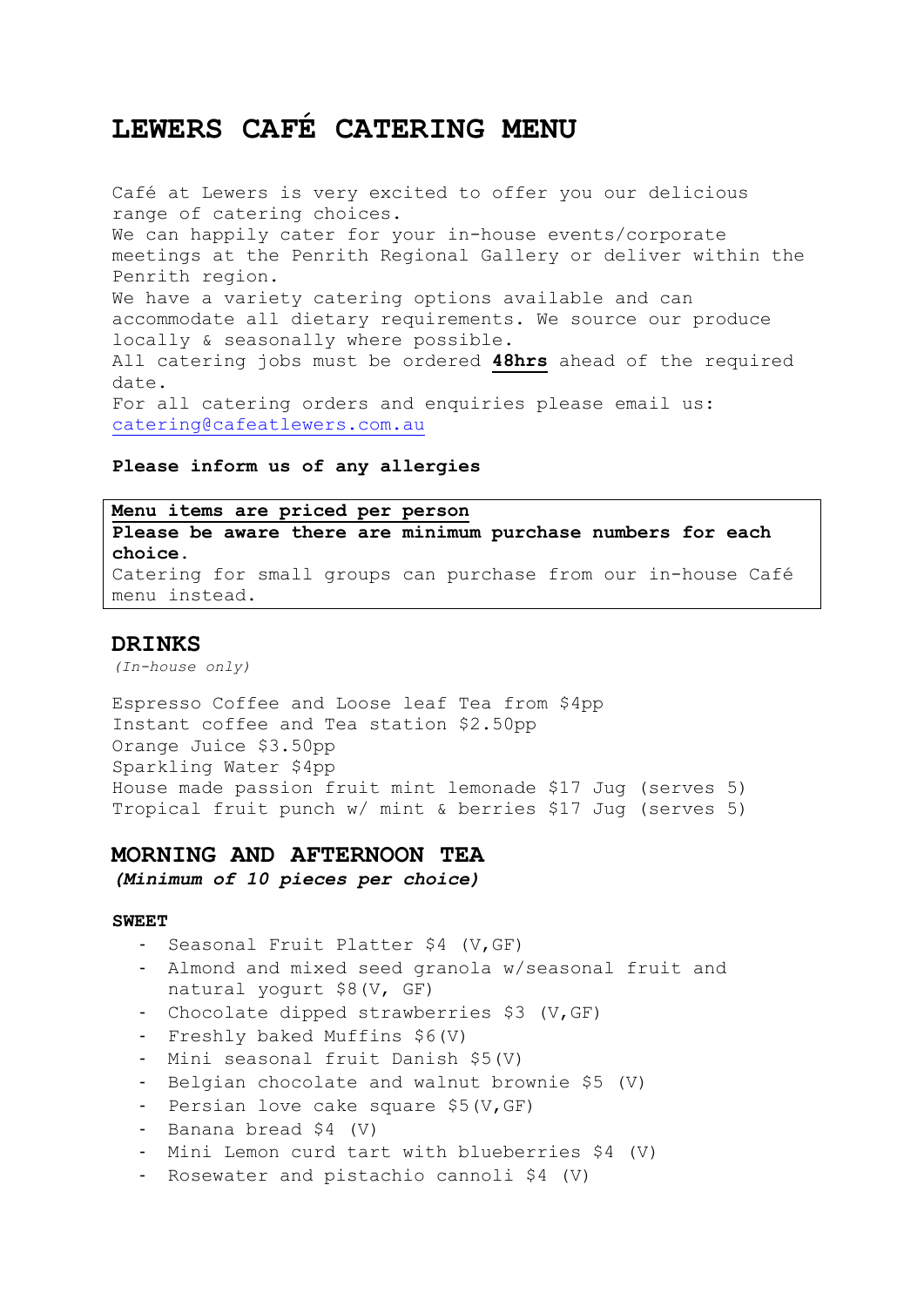# LEWERS CAFÉ CATERING MENU

Café at Lewers is very excited to offer you our delicious range of catering choices.
We can happily cater for your in-house events/corporate meetings at the Penrith Regional Gallery or deliver within the Penrith region.
We have a variety catering options available and can accommodate all dietary requirements. We source our produce locally & seasonally where possible.
All catering jobs must be ordered **48hrs** ahead of the required date.
For all catering orders and enquiries please email us: catering@cafeatlewers.com.au

**Please inform us of any allergies**

**Menu items are priced per person**
**Please be aware there are minimum purchase numbers for each choice.**
Catering for small groups can purchase from our in-house Café menu instead.

## DRINKS

*(In-house only)*

Espresso Coffee and Loose leaf Tea from $4pp
Instant coffee and Tea station $2.50pp
Orange Juice $3.50pp
Sparkling Water $4pp
House made passion fruit mint lemonade $17 Jug (serves 5)
Tropical fruit punch w/ mint & berries $17 Jug (serves 5)

## MORNING AND AFTERNOON TEA

***(Minimum of 10 pieces per choice)***

**SWEET**

- Seasonal Fruit Platter $4 (V,GF)
- Almond and mixed seed granola w/seasonal fruit and natural yogurt $8(V, GF)
- Chocolate dipped strawberries $3 (V,GF)
- Freshly baked Muffins $6(V)
- Mini seasonal fruit Danish $5(V)
- Belgian chocolate and walnut brownie $5 (V)
- Persian love cake square $5(V,GF)
- Banana bread $4 (V)
- Mini Lemon curd tart with blueberries $4 (V)
- Rosewater and pistachio cannoli $4 (V)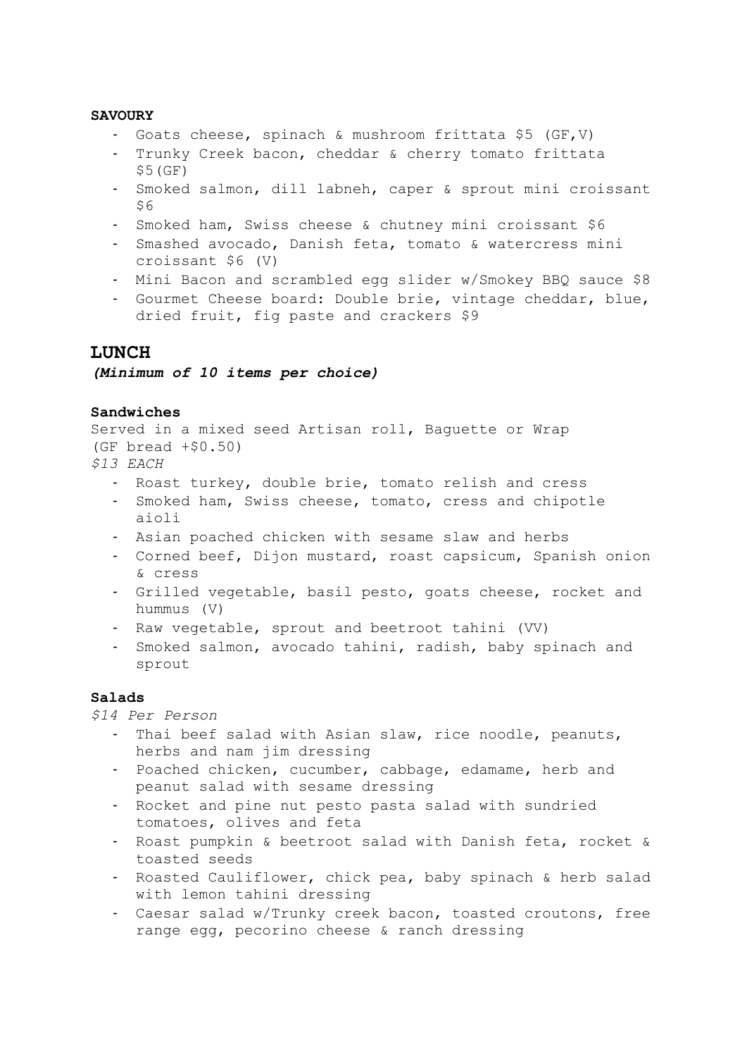**SAVOURY**

- Goats cheese, spinach & mushroom frittata $5 (GF,V)
- Trunky Creek bacon, cheddar & cherry tomato frittata $5(GF)
- Smoked salmon, dill labneh, caper & sprout mini croissant $6
- Smoked ham, Swiss cheese & chutney mini croissant $6
- Smashed avocado, Danish feta, tomato & watercress mini croissant $6 (V)
- Mini Bacon and scrambled egg slider w/Smokey BBQ sauce $8
- Gourmet Cheese board: Double brie, vintage cheddar, blue, dried fruit, fig paste and crackers $9

## LUNCH

***(Minimum of 10 items per choice)***

**Sandwiches**

Served in a mixed seed Artisan roll, Baguette or Wrap
(GF bread +$0.50)
*$13 EACH*

- Roast turkey, double brie, tomato relish and cress
- Smoked ham, Swiss cheese, tomato, cress and chipotle aioli
- Asian poached chicken with sesame slaw and herbs
- Corned beef, Dijon mustard, roast capsicum, Spanish onion & cress
- Grilled vegetable, basil pesto, goats cheese, rocket and hummus (V)
- Raw vegetable, sprout and beetroot tahini (VV)
- Smoked salmon, avocado tahini, radish, baby spinach and sprout

**Salads**

*$14 Per Person*

- Thai beef salad with Asian slaw, rice noodle, peanuts, herbs and nam jim dressing
- Poached chicken, cucumber, cabbage, edamame, herb and peanut salad with sesame dressing
- Rocket and pine nut pesto pasta salad with sundried tomatoes, olives and feta
- Roast pumpkin & beetroot salad with Danish feta, rocket & toasted seeds
- Roasted Cauliflower, chick pea, baby spinach & herb salad with lemon tahini dressing
- Caesar salad w/Trunky creek bacon, toasted croutons, free range egg, pecorino cheese & ranch dressing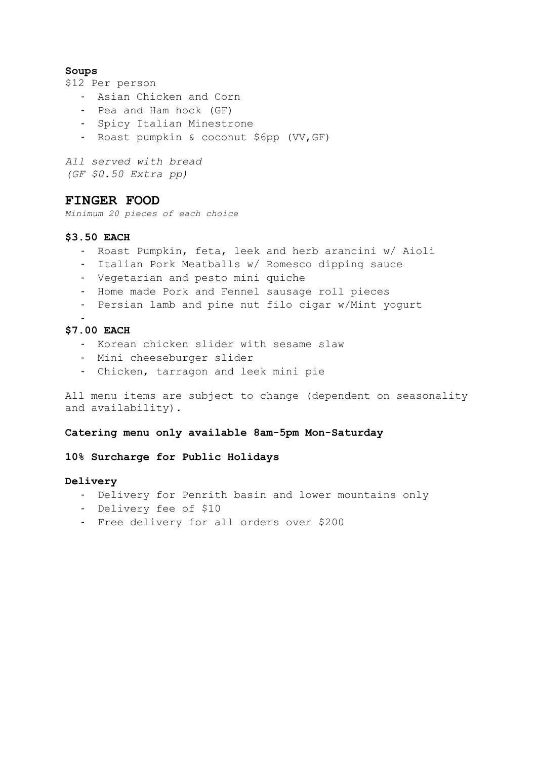**Soups**

$12 Per person

- Asian Chicken and Corn
- Pea and Ham hock (GF)
- Spicy Italian Minestrone
- Roast pumpkin & coconut $6pp (VV,GF)

*All served with bread*
*(GF $0.50 Extra pp)*

## FINGER FOOD

*Minimum 20 pieces of each choice*

**$3.50 EACH**

- Roast Pumpkin, feta, leek and herb arancini w/ Aioli
- Italian Pork Meatballs w/ Romesco dipping sauce
- Vegetarian and pesto mini quiche
- Home made Pork and Fennel sausage roll pieces
- Persian lamb and pine nut filo cigar w/Mint yogurt
-

**$7.00 EACH**

- Korean chicken slider with sesame slaw
- Mini cheeseburger slider
- Chicken, tarragon and leek mini pie

All menu items are subject to change (dependent on seasonality and availability).

**Catering menu only available 8am-5pm Mon-Saturday**

**10% Surcharge for Public Holidays**

**Delivery**

- Delivery for Penrith basin and lower mountains only
- Delivery fee of $10
- Free delivery for all orders over $200